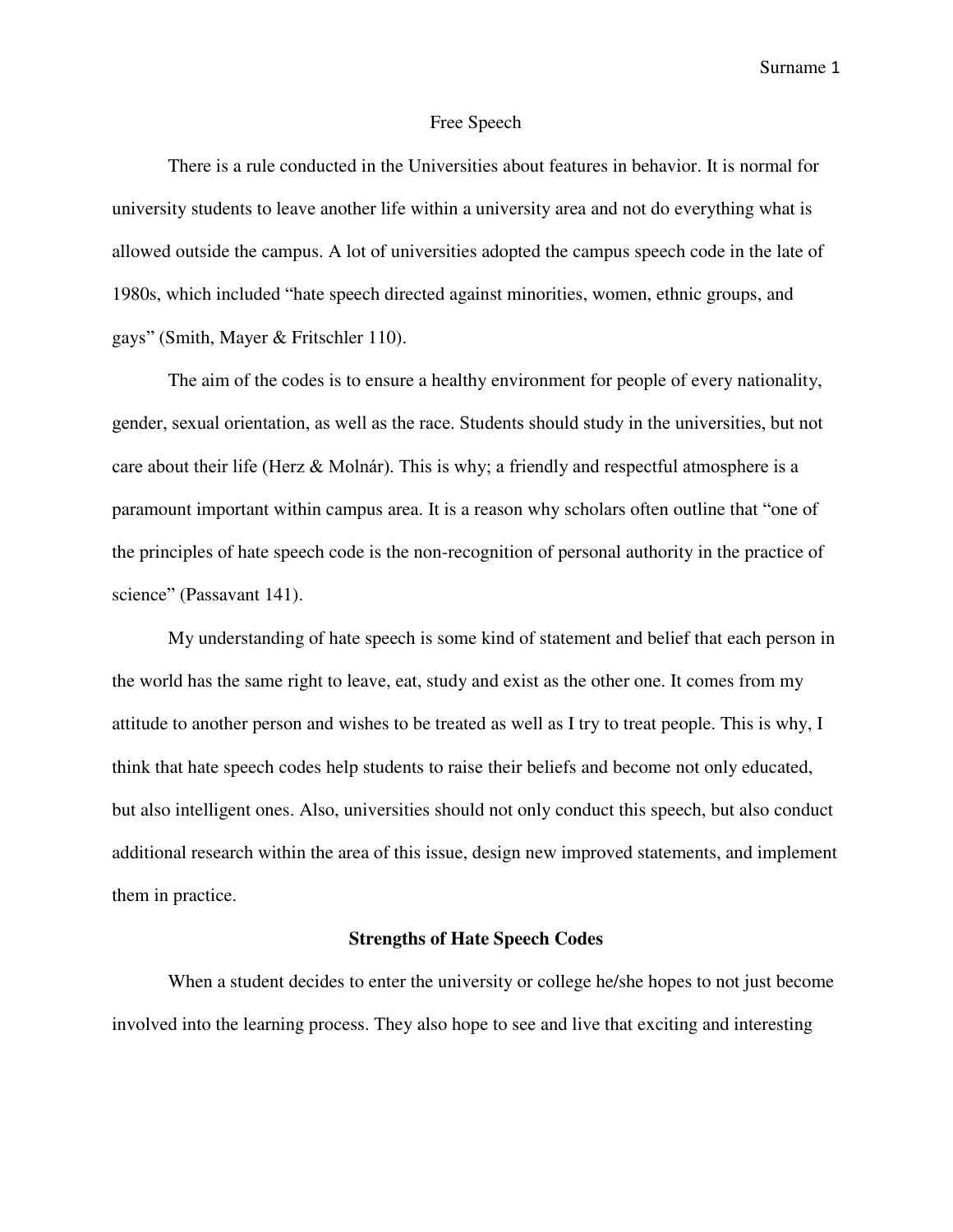# Free Speech

There is a rule conducted in the Universities about features in behavior. It is normal for university students to leave another life within a university area and not do everything what is allowed outside the campus. A lot of universities adopted the campus speech code in the late of 1980s, which included "hate speech directed against minorities, women, ethnic groups, and gays" (Smith, Mayer & Fritschler 110).

The aim of the codes is to ensure a healthy environment for people of every nationality, gender, sexual orientation, as well as the race. Students should study in the universities, but not care about their life (Herz & Molnár). This is why; a friendly and respectful atmosphere is a paramount important within campus area. It is a reason why scholars often outline that "one of the principles of hate speech code is the non-recognition of personal authority in the practice of science" (Passavant 141).

My understanding of hate speech is some kind of statement and belief that each person in the world has the same right to leave, eat, study and exist as the other one. It comes from my attitude to another person and wishes to be treated as well as I try to treat people. This is why, I think that hate speech codes help students to raise their beliefs and become not only educated, but also intelligent ones. Also, universities should not only conduct this speech, but also conduct additional research within the area of this issue, design new improved statements, and implement them in practice.

## Strengths of Hate Speech Codes

When a student decides to enter the university or college he/she hopes to not just become involved into the learning process. They also hope to see and live that exciting and interesting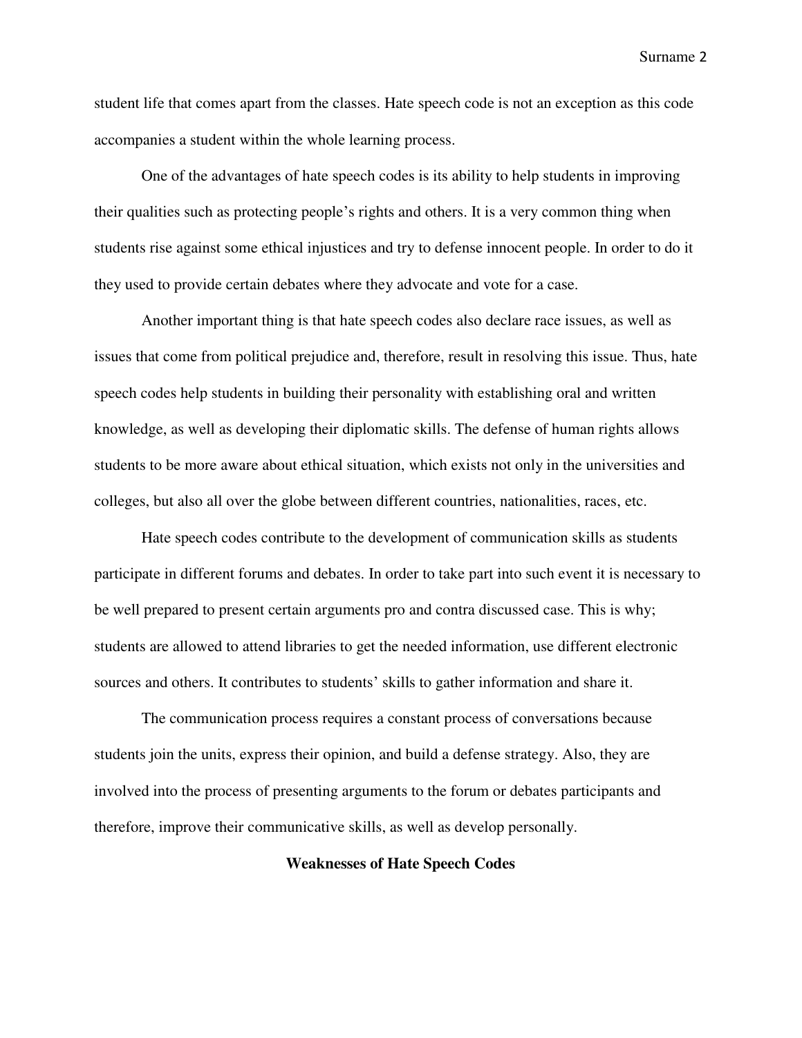student life that comes apart from the classes. Hate speech code is not an exception as this code accompanies a student within the whole learning process.

One of the advantages of hate speech codes is its ability to help students in improving their qualities such as protecting people's rights and others. It is a very common thing when students rise against some ethical injustices and try to defense innocent people. In order to do it they used to provide certain debates where they advocate and vote for a case.

Another important thing is that hate speech codes also declare race issues, as well as issues that come from political prejudice and, therefore, result in resolving this issue. Thus, hate speech codes help students in building their personality with establishing oral and written knowledge, as well as developing their diplomatic skills. The defense of human rights allows students to be more aware about ethical situation, which exists not only in the universities and colleges, but also all over the globe between different countries, nationalities, races, etc.

Hate speech codes contribute to the development of communication skills as students participate in different forums and debates. In order to take part into such event it is necessary to be well prepared to present certain arguments pro and contra discussed case. This is why; students are allowed to attend libraries to get the needed information, use different electronic sources and others. It contributes to students' skills to gather information and share it.

The communication process requires a constant process of conversations because students join the units, express their opinion, and build a defense strategy. Also, they are involved into the process of presenting arguments to the forum or debates participants and therefore, improve their communicative skills, as well as develop personally.

## Weaknesses of Hate Speech Codes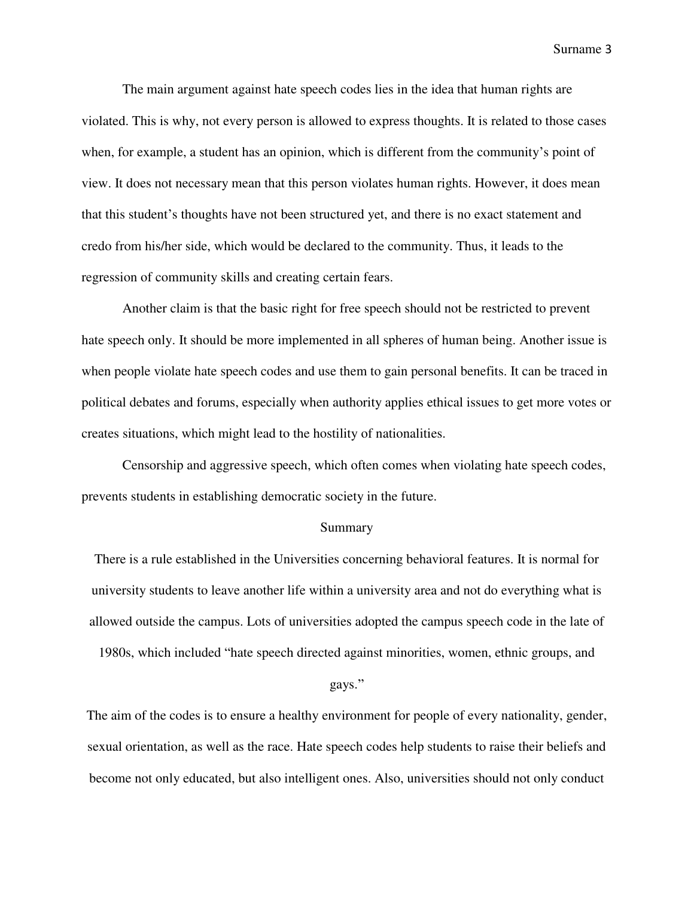The main argument against hate speech codes lies in the idea that human rights are violated. This is why, not every person is allowed to express thoughts. It is related to those cases when, for example, a student has an opinion, which is different from the community's point of view. It does not necessary mean that this person violates human rights. However, it does mean that this student's thoughts have not been structured yet, and there is no exact statement and credo from his/her side, which would be declared to the community. Thus, it leads to the regression of community skills and creating certain fears.

Another claim is that the basic right for free speech should not be restricted to prevent hate speech only. It should be more implemented in all spheres of human being. Another issue is when people violate hate speech codes and use them to gain personal benefits. It can be traced in political debates and forums, especially when authority applies ethical issues to get more votes or creates situations, which might lead to the hostility of nationalities.

Censorship and aggressive speech, which often comes when violating hate speech codes, prevents students in establishing democratic society in the future.

## Summary

There is a rule established in the Universities concerning behavioral features. It is normal for university students to leave another life within a university area and not do everything what is allowed outside the campus. Lots of universities adopted the campus speech code in the late of 1980s, which included "hate speech directed against minorities, women, ethnic groups, and gays."

The aim of the codes is to ensure a healthy environment for people of every nationality, gender, sexual orientation, as well as the race. Hate speech codes help students to raise their beliefs and become not only educated, but also intelligent ones. Also, universities should not only conduct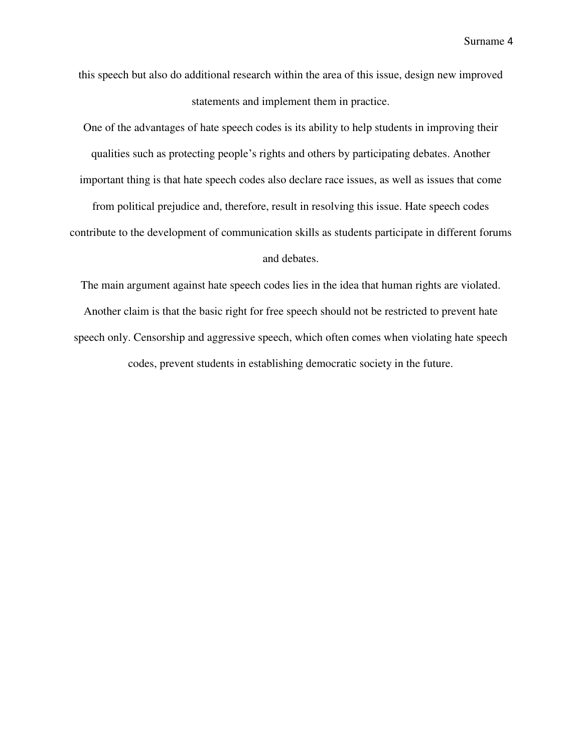this speech but also do additional research within the area of this issue, design new improved statements and implement them in practice.

One of the advantages of hate speech codes is its ability to help students in improving their qualities such as protecting people's rights and others by participating debates. Another important thing is that hate speech codes also declare race issues, as well as issues that come from political prejudice and, therefore, result in resolving this issue. Hate speech codes contribute to the development of communication skills as students participate in different forums and debates.

The main argument against hate speech codes lies in the idea that human rights are violated. Another claim is that the basic right for free speech should not be restricted to prevent hate speech only. Censorship and aggressive speech, which often comes when violating hate speech codes, prevent students in establishing democratic society in the future.